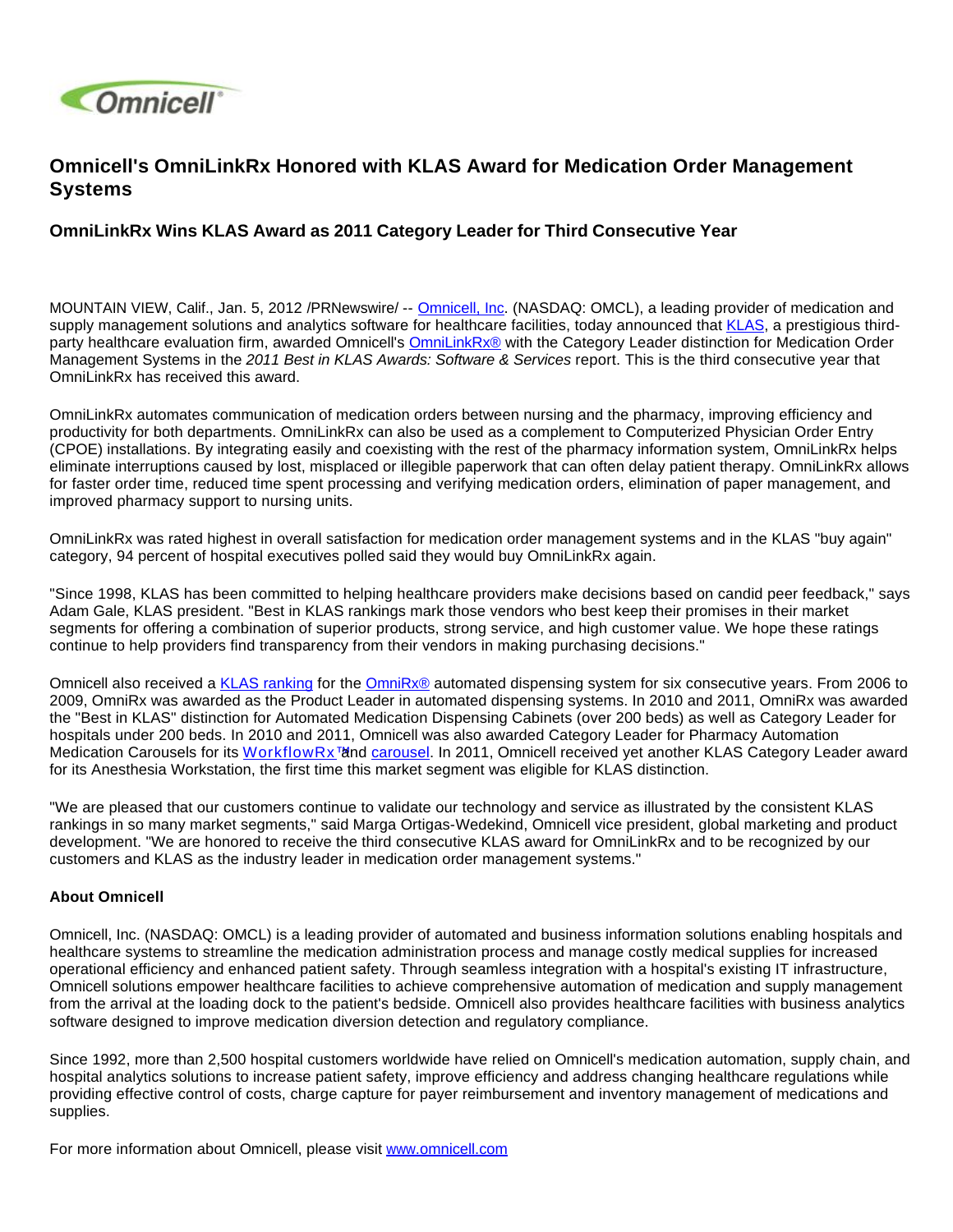# Omnicell's OmniLinkRx Honored with KLAS Award for Medication Order Management Systems

## OmniLinkRx Wins KLAS Award as 2011 Category Leader for Third Consecutive Year

MOUNTAIN VIEW, Calif., Jan. 5, 2012 /PRNewswire/ -- Omnicell, Inc. (NASDAQ: OMCL), a leading provider of medication and supply management solutions and analytics software for healthcare facilities, today announced that KLAS, a prestigious third-party healthcare evaluation firm, awarded Omnicell's OmniLinkRx® with the Category Leader distinction for Medication Order Management Systems in the *2011 Best in KLAS Awards: Software & Services* report. This is the third consecutive year that OmniLinkRx has received this award.

OmniLinkRx automates communication of medication orders between nursing and the pharmacy, improving efficiency and productivity for both departments. OmniLinkRx can also be used as a complement to Computerized Physician Order Entry (CPOE) installations. By integrating easily and coexisting with the rest of the pharmacy information system, OmniLinkRx helps eliminate interruptions caused by lost, misplaced or illegible paperwork that can often delay patient therapy. OmniLinkRx allows for faster order time, reduced time spent processing and verifying medication orders, elimination of paper management, and improved pharmacy support to nursing units.

OmniLinkRx was rated highest in overall satisfaction for medication order management systems and in the KLAS "buy again" category, 94 percent of hospital executives polled said they would buy OmniLinkRx again.

"Since 1998, KLAS has been committed to helping healthcare providers make decisions based on candid peer feedback," says Adam Gale, KLAS president. "Best in KLAS rankings mark those vendors who best keep their promises in their market segments for offering a combination of superior products, strong service, and high customer value. We hope these ratings continue to help providers find transparency from their vendors in making purchasing decisions."

Omnicell also received a KLAS ranking for the OmniRx® automated dispensing system for six consecutive years. From 2006 to 2009, OmniRx was awarded as the Product Leader in automated dispensing systems. In 2010 and 2011, OmniRx was awarded the "Best in KLAS" distinction for Automated Medication Dispensing Cabinets (over 200 beds) as well as Category Leader for hospitals under 200 beds. In 2010 and 2011, Omnicell was also awarded Category Leader for Pharmacy Automation Medication Carousels for its WorkflowRx™ and carousel. In 2011, Omnicell received yet another KLAS Category Leader award for its Anesthesia Workstation, the first time this market segment was eligible for KLAS distinction.

"We are pleased that our customers continue to validate our technology and service as illustrated by the consistent KLAS rankings in so many market segments," said Marga Ortigas-Wedekind, Omnicell vice president, global marketing and product development. "We are honored to receive the third consecutive KLAS award for OmniLinkRx and to be recognized by our customers and KLAS as the industry leader in medication order management systems."

**About Omnicell**

Omnicell, Inc. (NASDAQ: OMCL) is a leading provider of automated and business information solutions enabling hospitals and healthcare systems to streamline the medication administration process and manage costly medical supplies for increased operational efficiency and enhanced patient safety. Through seamless integration with a hospital's existing IT infrastructure, Omnicell solutions empower healthcare facilities to achieve comprehensive automation of medication and supply management from the arrival at the loading dock to the patient's bedside. Omnicell also provides healthcare facilities with business analytics software designed to improve medication diversion detection and regulatory compliance.

Since 1992, more than 2,500 hospital customers worldwide have relied on Omnicell's medication automation, supply chain, and hospital analytics solutions to increase patient safety, improve efficiency and address changing healthcare regulations while providing effective control of costs, charge capture for payer reimbursement and inventory management of medications and supplies.

For more information about Omnicell, please visit www.omnicell.com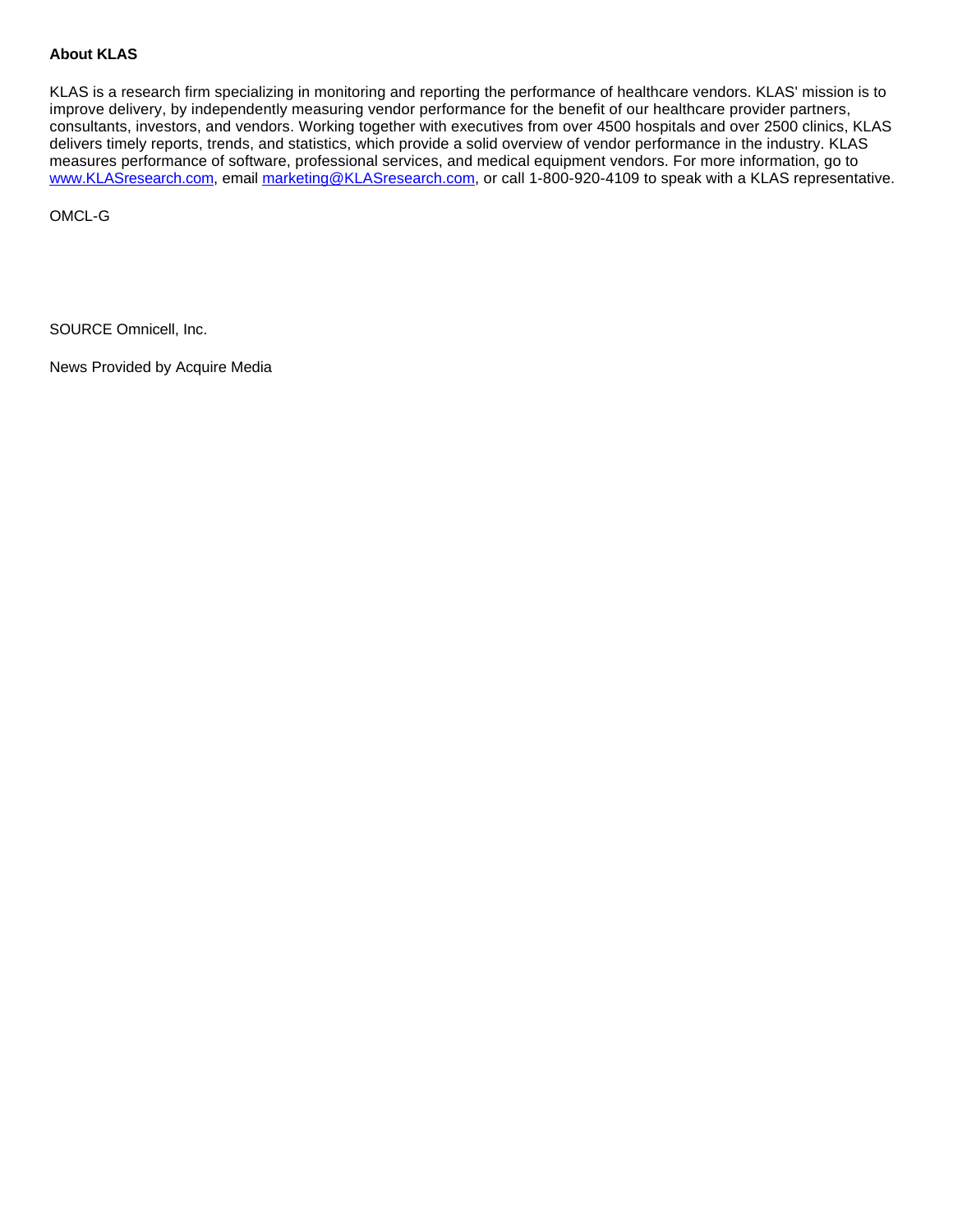**About KLAS**

KLAS is a research firm specializing in monitoring and reporting the performance of healthcare vendors. KLAS' mission is to improve delivery, by independently measuring vendor performance for the benefit of our healthcare provider partners, consultants, investors, and vendors. Working together with executives from over 4500 hospitals and over 2500 clinics, KLAS delivers timely reports, trends, and statistics, which provide a solid overview of vendor performance in the industry. KLAS measures performance of software, professional services, and medical equipment vendors. For more information, go to www.KLASresearch.com, email marketing@KLASresearch.com, or call 1-800-920-4109 to speak with a KLAS representative.

OMCL-G

SOURCE Omnicell, Inc.

News Provided by Acquire Media